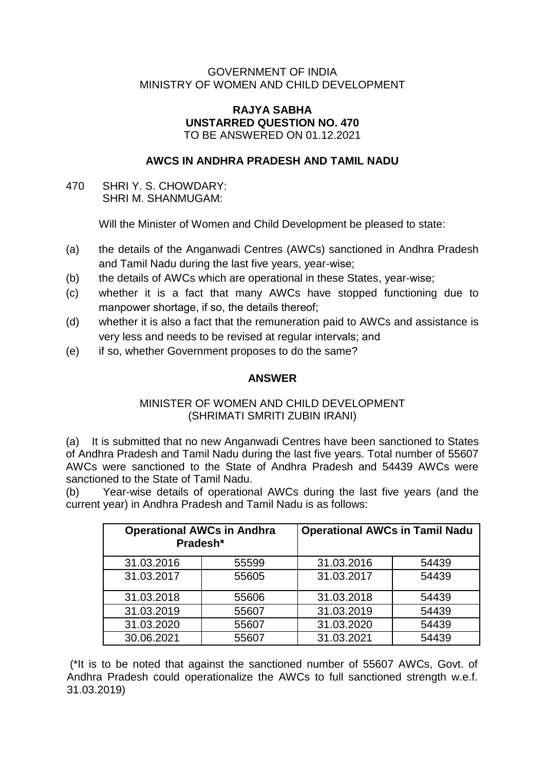GOVERNMENT OF INDIA
MINISTRY OF WOMEN AND CHILD DEVELOPMENT

**RAJYA SABHA**
**UNSTARRED QUESTION NO. 470**
TO BE ANSWERED ON 01.12.2021

**AWCS IN ANDHRA PRADESH AND TAMIL NADU**

470 SHRI Y. S. CHOWDARY:
SHRI M. SHANMUGAM:

Will the Minister of Women and Child Development be pleased to state:

(a) the details of the Anganwadi Centres (AWCs) sanctioned in Andhra Pradesh and Tamil Nadu during the last five years, year-wise;
(b) the details of AWCs which are operational in these States, year-wise;
(c) whether it is a fact that many AWCs have stopped functioning due to manpower shortage, if so, the details thereof;
(d) whether it is also a fact that the remuneration paid to AWCs and assistance is very less and needs to be revised at regular intervals; and
(e) if so, whether Government proposes to do the same?

**ANSWER**

MINISTER OF WOMEN AND CHILD DEVELOPMENT
(SHRIMATI SMRITI ZUBIN IRANI)

(a) It is submitted that no new Anganwadi Centres have been sanctioned to States of Andhra Pradesh and Tamil Nadu during the last five years. Total number of 55607 AWCs were sanctioned to the State of Andhra Pradesh and 54439 AWCs were sanctioned to the State of Tamil Nadu.

(b) Year-wise details of operational AWCs during the last five years (and the current year) in Andhra Pradesh and Tamil Nadu is as follows:

| Operational AWCs in Andhra Pradesh* | | Operational AWCs in Tamil Nadu | |
|---|---|---|---|
| 31.03.2016 | 55599 | 31.03.2016 | 54439 |
| 31.03.2017 | 55605 | 31.03.2017 | 54439 |
| 31.03.2018 | 55606 | 31.03.2018 | 54439 |
| 31.03.2019 | 55607 | 31.03.2019 | 54439 |
| 31.03.2020 | 55607 | 31.03.2020 | 54439 |
| 30.06.2021 | 55607 | 31.03.2021 | 54439 |

(*It is to be noted that against the sanctioned number of 55607 AWCs, Govt. of Andhra Pradesh could operationalize the AWCs to full sanctioned strength w.e.f. 31.03.2019)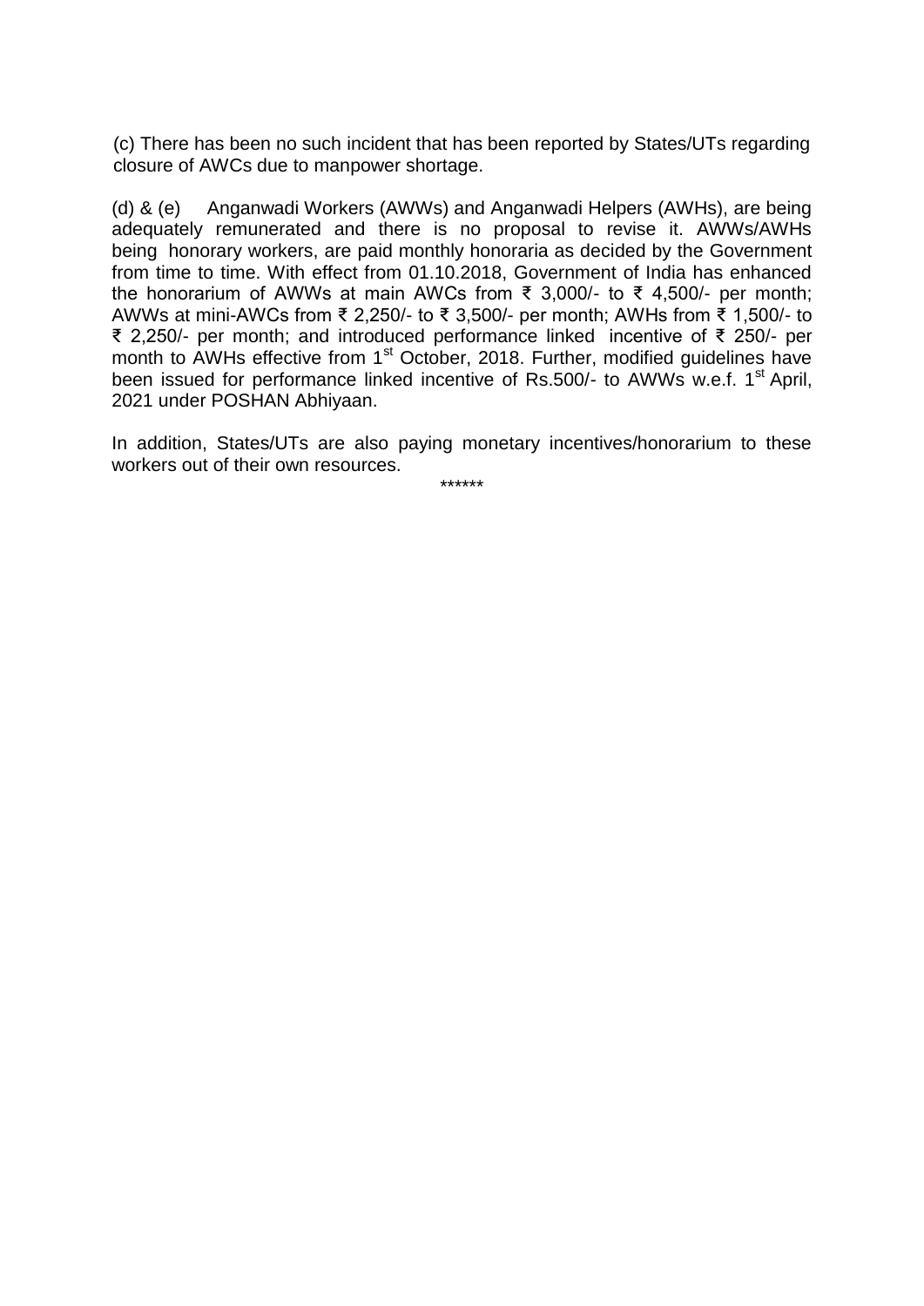(c) There has been no such incident that has been reported by States/UTs regarding closure of AWCs due to manpower shortage.

(d) & (e) Anganwadi Workers (AWWs) and Anganwadi Helpers (AWHs), are being adequately remunerated and there is no proposal to revise it. AWWs/AWHs being honorary workers, are paid monthly honoraria as decided by the Government from time to time. With effect from 01.10.2018, Government of India has enhanced the honorarium of AWWs at main AWCs from ₹ 3,000/- to ₹ 4,500/- per month; AWWs at mini-AWCs from ₹ 2,250/- to ₹ 3,500/- per month; AWHs from ₹ 1,500/- to ₹ 2,250/- per month; and introduced performance linked incentive of ₹ 250/- per month to AWHs effective from 1st October, 2018. Further, modified guidelines have been issued for performance linked incentive of Rs.500/- to AWWs w.e.f. 1st April, 2021 under POSHAN Abhiyaan.

In addition, States/UTs are also paying monetary incentives/honorarium to these workers out of their own resources.

******